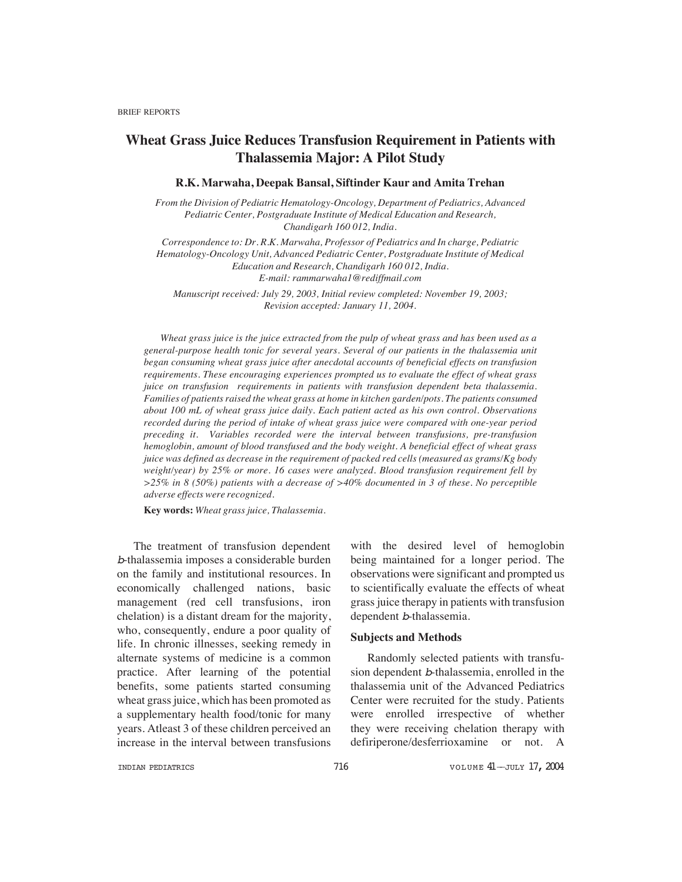BRIEF REPORTS

# Wheat Grass Juice Reduces Transfusion Requirement in Patients with Thalassemia Major: A Pilot Study

**R.K. Marwaha, Deepak Bansal, Siftinder Kaur and Amita Trehan**

*From the Division of Pediatric Hematology-Oncology, Department of Pediatrics, Advanced Pediatric Center, Postgraduate Institute of Medical Education and Research, Chandigarh 160 012, India.*

*Correspondence to: Dr. R.K. Marwaha, Professor of Pediatrics and In charge, Pediatric Hematology-Oncology Unit, Advanced Pediatric Center, Postgraduate Institute of Medical Education and Research, Chandigarh 160 012, India. E-mail: rammarwaha1@rediffmail.com*

*Manuscript received: July 29, 2003, Initial review completed: November 19, 2003; Revision accepted: January 11, 2004.*

*Wheat grass juice is the juice extracted from the pulp of wheat grass and has been used as a general-purpose health tonic for several years. Several of our patients in the thalassemia unit began consuming wheat grass juice after anecdotal accounts of beneficial effects on transfusion requirements. These encouraging experiences prompted us to evaluate the effect of wheat grass juice on transfusion requirements in patients with transfusion dependent beta thalassemia. Families of patients raised the wheat grass at home in kitchen garden/pots. The patients consumed about 100 mL of wheat grass juice daily. Each patient acted as his own control. Observations recorded during the period of intake of wheat grass juice were compared with one-year period preceding it. Variables recorded were the interval between transfusions, pre-transfusion hemoglobin, amount of blood transfused and the body weight. A beneficial effect of wheat grass juice was defined as decrease in the requirement of packed red cells (measured as grams/Kg body weight/year) by 25% or more. 16 cases were analyzed. Blood transfusion requirement fell by >25% in 8 (50%) patients with a decrease of >40% documented in 3 of these. No perceptible adverse effects were recognized.*

**Key words:** *Wheat grass juice, Thalassemia.*

The treatment of transfusion dependent *b*-thalassemia imposes a considerable burden on the family and institutional resources. In economically challenged nations, basic management (red cell transfusions, iron chelation) is a distant dream for the majority, who, consequently, endure a poor quality of life. In chronic illnesses, seeking remedy in alternate systems of medicine is a common practice. After learning of the potential benefits, some patients started consuming wheat grass juice, which has been promoted as a supplementary health food/tonic for many years. Atleast 3 of these children perceived an increase in the interval between transfusions with the desired level of hemoglobin being maintained for a longer period. The observations were significant and prompted us to scientifically evaluate the effects of wheat grass juice therapy in patients with transfusion dependent *b*-thalassemia.

## Subjects and Methods

Randomly selected patients with transfusion dependent *b*-thalassemia, enrolled in the thalassemia unit of the Advanced Pediatrics Center were recruited for the study. Patients were enrolled irrespective of whether they were receiving chelation therapy with defiriperone/desferrioxamine or not. A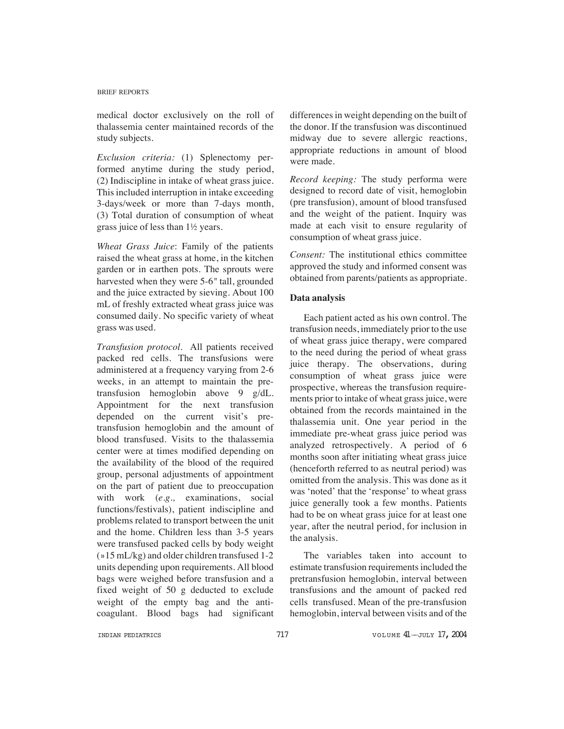medical doctor exclusively on the roll of thalassemia center maintained records of the study subjects.

*Exclusion criteria:* (1) Splenectomy performed anytime during the study period, (2) Indiscipline in intake of wheat grass juice. This included interruption in intake exceeding 3-days/week or more than 7-days month, (3) Total duration of consumption of wheat grass juice of less than 1½ years.

*Wheat Grass Juice*: Family of the patients raised the wheat grass at home, in the kitchen garden or in earthen pots. The sprouts were harvested when they were 5-6" tall, grounded and the juice extracted by sieving. About 100 mL of freshly extracted wheat grass juice was consumed daily. No specific variety of wheat grass was used.

*Transfusion protocol.* All patients received packed red cells. The transfusions were administered at a frequency varying from 2-6 weeks, in an attempt to maintain the pre-transfusion hemoglobin above 9 g/dL. Appointment for the next transfusion depended on the current visit's pre-transfusion hemoglobin and the amount of blood transfused. Visits to the thalassemia center were at times modified depending on the availability of the blood of the required group, personal adjustments of appointment on the part of patient due to preoccupation with work (*e.g.,* examinations, social functions/festivals), patient indiscipline and problems related to transport between the unit and the home. Children less than 3-5 years were transfused packed cells by body weight (»15 mL/kg) and older children transfused 1-2 units depending upon requirements. All blood bags were weighed before transfusion and a fixed weight of 50 g deducted to exclude weight of the empty bag and the anti-coagulant. Blood bags had significant differences in weight depending on the built of the donor. If the transfusion was discontinued midway due to severe allergic reactions, appropriate reductions in amount of blood were made.

*Record keeping:* The study performa were designed to record date of visit, hemoglobin (pre transfusion), amount of blood transfused and the weight of the patient. Inquiry was made at each visit to ensure regularity of consumption of wheat grass juice.

*Consent:* The institutional ethics committee approved the study and informed consent was obtained from parents/patients as appropriate.

**Data analysis**

Each patient acted as his own control. The transfusion needs, immediately prior to the use of wheat grass juice therapy, were compared to the need during the period of wheat grass juice therapy. The observations, during consumption of wheat grass juice were prospective, whereas the transfusion requirements prior to intake of wheat grass juice, were obtained from the records maintained in the thalassemia unit. One year period in the immediate pre-wheat grass juice period was analyzed retrospectively. A period of 6 months soon after initiating wheat grass juice (henceforth referred to as neutral period) was omitted from the analysis. This was done as it was 'noted' that the 'response' to wheat grass juice generally took a few months. Patients had to be on wheat grass juice for at least one year, after the neutral period, for inclusion in the analysis.

The variables taken into account to estimate transfusion requirements included the pretransfusion hemoglobin, interval between transfusions and the amount of packed red cells transfused. Mean of the pre-transfusion hemoglobin, interval between visits and of the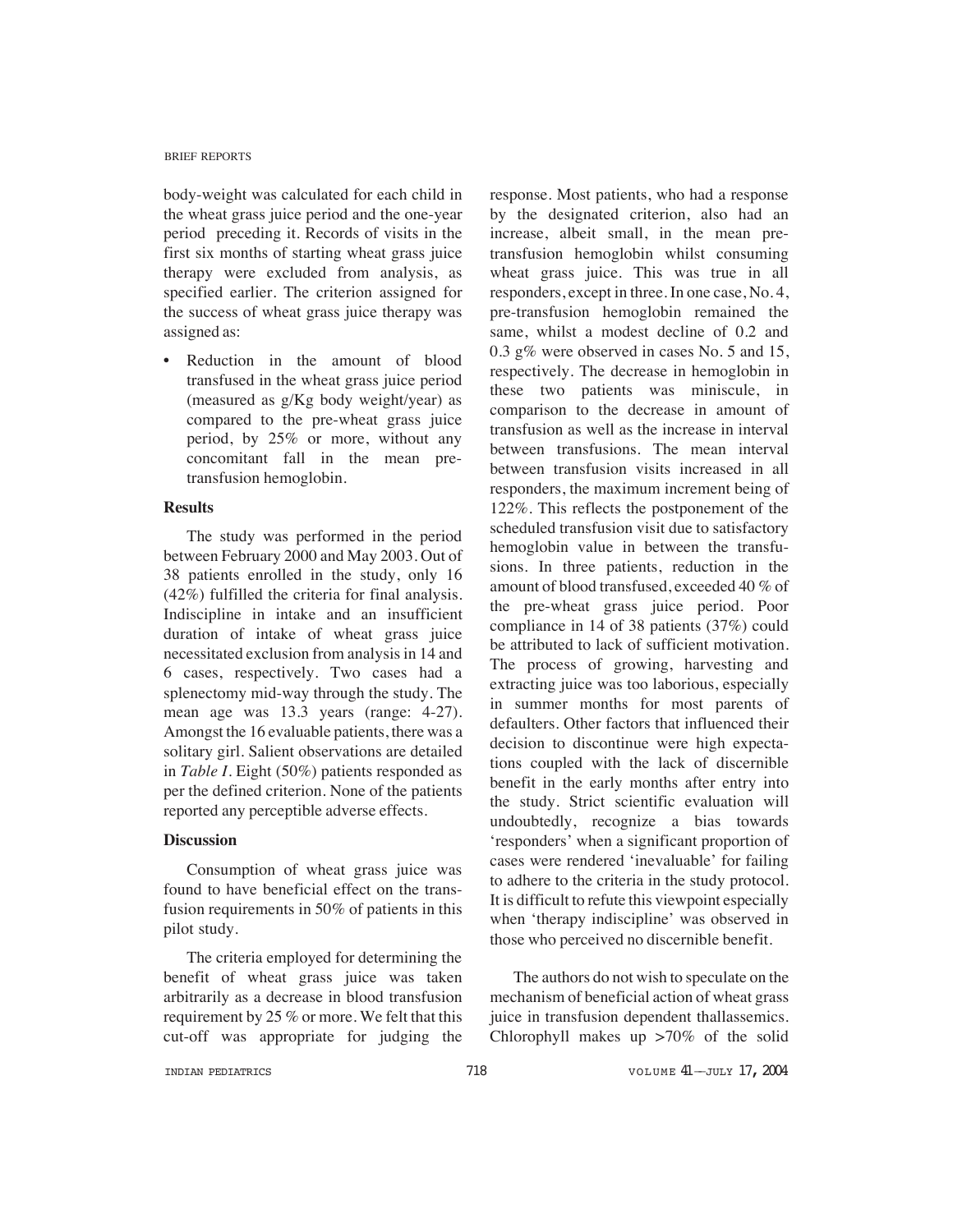body-weight was calculated for each child in the wheat grass juice period and the one-year period preceding it. Records of visits in the first six months of starting wheat grass juice therapy were excluded from analysis, as specified earlier. The criterion assigned for the success of wheat grass juice therapy was assigned as:

- Reduction in the amount of blood transfused in the wheat grass juice period (measured as g/Kg body weight/year) as compared to the pre-wheat grass juice period, by 25% or more, without any concomitant fall in the mean pre-transfusion hemoglobin.

**Results**

The study was performed in the period between February 2000 and May 2003. Out of 38 patients enrolled in the study, only 16 (42%) fulfilled the criteria for final analysis. Indiscipline in intake and an insufficient duration of intake of wheat grass juice necessitated exclusion from analysis in 14 and 6 cases, respectively. Two cases had a splenectomy mid-way through the study. The mean age was 13.3 years (range: 4-27). Amongst the 16 evaluable patients, there was a solitary girl. Salient observations are detailed in *Table I*. Eight (50%) patients responded as per the defined criterion. None of the patients reported any perceptible adverse effects.

**Discussion**

Consumption of wheat grass juice was found to have beneficial effect on the transfusion requirements in 50% of patients in this pilot study.

The criteria employed for determining the benefit of wheat grass juice was taken arbitrarily as a decrease in blood transfusion requirement by 25 % or more. We felt that this cut-off was appropriate for judging the response. Most patients, who had a response by the designated criterion, also had an increase, albeit small, in the mean pre-transfusion hemoglobin whilst consuming wheat grass juice. This was true in all responders, except in three. In one case, No. 4, pre-transfusion hemoglobin remained the same, whilst a modest decline of 0.2 and 0.3 g% were observed in cases No. 5 and 15, respectively. The decrease in hemoglobin in these two patients was miniscule, in comparison to the decrease in amount of transfusion as well as the increase in interval between transfusions. The mean interval between transfusion visits increased in all responders, the maximum increment being of 122%. This reflects the postponement of the scheduled transfusion visit due to satisfactory hemoglobin value in between the transfusions. In three patients, reduction in the amount of blood transfused, exceeded 40 % of the pre-wheat grass juice period. Poor compliance in 14 of 38 patients (37%) could be attributed to lack of sufficient motivation. The process of growing, harvesting and extracting juice was too laborious, especially in summer months for most parents of defaulters. Other factors that influenced their decision to discontinue were high expectations coupled with the lack of discernible benefit in the early months after entry into the study. Strict scientific evaluation will undoubtedly, recognize a bias towards 'responders' when a significant proportion of cases were rendered 'inevaluable' for failing to adhere to the criteria in the study protocol. It is difficult to refute this viewpoint especially when 'therapy indiscipline' was observed in those who perceived no discernible benefit.

The authors do not wish to speculate on the mechanism of beneficial action of wheat grass juice in transfusion dependent thallassemics. Chlorophyll makes up >70% of the solid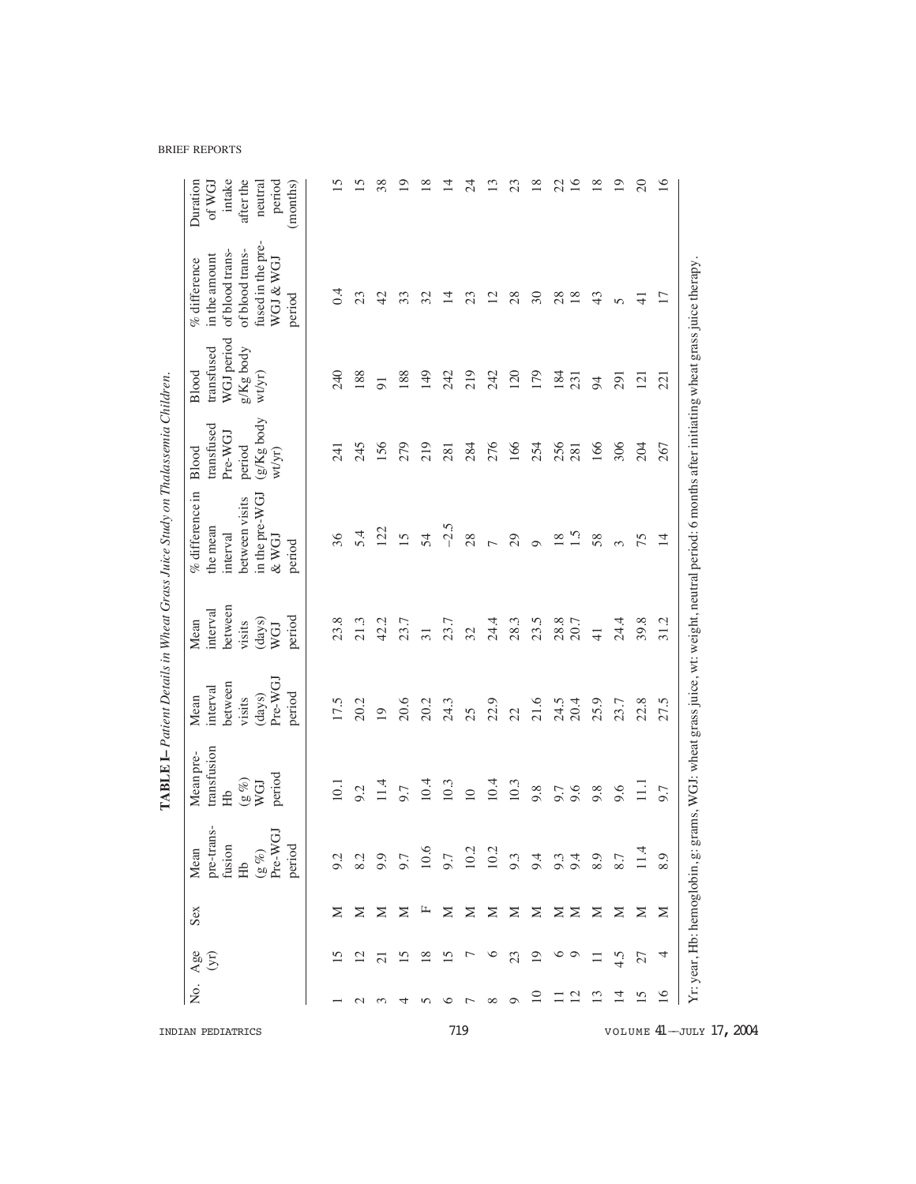**TABLE I–** *Patient Details in Wheat Grass Juice Study on Thalassemia Children.*

| No. | Age (yr) | Sex | Mean pre-transfusion Hb (g %) Pre-WGJ period | Mean pre-transfusion Hb (g %) WGJ period | Mean interval between visits (days) Pre-WGJ period | Mean interval between visits (days) WGJ period | % difference in the mean interval between visits in the pre-WGJ & WGJ period | Blood transfused Pre-WGJ period (g/Kg body wt/yr) | Blood transfused WGJ period g/Kg body wt/yr) | % difference in the amount of blood transfused in the pre-WGJ & WGJ period | Duration of WGJ intake after the neutral period (months) |
|---|---|---|---|---|---|---|---|---|---|---|---|
| 1 | 15 | M | 9.2 | 10.1 | 17.5 | 23.8 | 36 | 241 | 240 | 0.4 | 15 |
| 2 | 12 | M | 8.2 | 9.2 | 20.2 | 21.3 | 5.4 | 245 | 188 | 23 | 15 |
| 3 | 21 | M | 9.9 | 11.4 | 19 | 42.2 | 122 | 156 | 91 | 42 | 38 |
| 4 | 15 | M | 9.7 | 9.7 | 20.6 | 23.7 | 15 | 279 | 188 | 33 | 19 |
| 5 | 18 | F | 10.6 | 10.4 | 20.2 | 31 | 54 | 219 | 149 | 32 | 18 |
| 6 | 15 | M | 9.7 | 10.3 | 24.3 | 23.7 | –2.5 | 281 | 242 | 14 | 14 |
| 7 | 7 | M | 10.2 | 10 | 25 | 32 | 28 | 284 | 219 | 23 | 24 |
| 8 | 6 | M | 10.2 | 10.4 | 22.9 | 24.4 | 7 | 276 | 242 | 12 | 13 |
| 9 | 23 | M | 9.3 | 10.3 | 22 | 28.3 | 29 | 166 | 120 | 28 | 23 |
| 10 | 19 | M | 9.4 | 9.8 | 21.6 | 23.5 | 9 | 254 | 179 | 30 | 18 |
| 11 | 6 | M | 9.3 | 9.7 | 24.5 | 28.8 | 18 | 256 | 184 | 28 | 22 |
| 12 | 9 | M | 9.4 | 9.6 | 20.4 | 20.7 | 1.5 | 281 | 231 | 18 | 16 |
| 13 | 11 | M | 8.9 | 9.8 | 25.9 | 41 | 58 | 166 | 94 | 43 | 18 |
| 14 | 4.5 | M | 8.7 | 9.6 | 23.7 | 24.4 | 3 | 306 | 291 | 5 | 19 |
| 15 | 27 | M | 11.4 | 11.1 | 22.8 | 39.8 | 75 | 204 | 121 | 41 | 20 |
| 16 | 4 | M | 8.9 | 9.7 | 27.5 | 31.2 | 14 | 267 | 221 | 17 | 16 |

Yr: year, Hb: hemoglobin, g: grams, WGJ: wheat grass juice, wt: weight, neutral period: 6 months after initiating wheat grass juice therapy.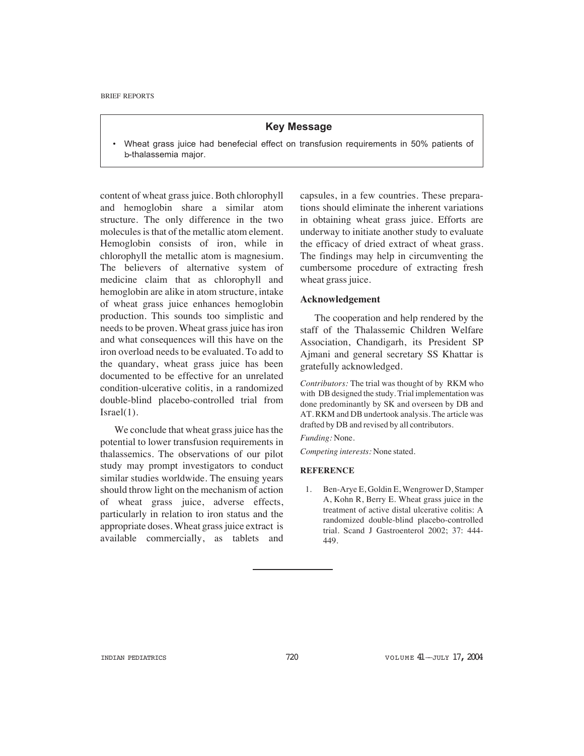## Key Message

- Wheat grass juice had benefecial effect on transfusion requirements in 50% patients of b-thalassemia major.

content of wheat grass juice. Both chlorophyll and hemoglobin share a similar atom structure. The only difference in the two molecules is that of the metallic atom element. Hemoglobin consists of iron, while in chlorophyll the metallic atom is magnesium. The believers of alternative system of medicine claim that as chlorophyll and hemoglobin are alike in atom structure, intake of wheat grass juice enhances hemoglobin production. This sounds too simplistic and needs to be proven. Wheat grass juice has iron and what consequences will this have on the iron overload needs to be evaluated. To add to the quandary, wheat grass juice has been documented to be effective for an unrelated condition-ulcerative colitis, in a randomized double-blind placebo-controlled trial from Israel(1).

We conclude that wheat grass juice has the potential to lower transfusion requirements in thalassemics. The observations of our pilot study may prompt investigators to conduct similar studies worldwide. The ensuing years should throw light on the mechanism of action of wheat grass juice, adverse effects, particularly in relation to iron status and the appropriate doses. Wheat grass juice extract is available commercially, as tablets and capsules, in a few countries. These preparations should eliminate the inherent variations in obtaining wheat grass juice. Efforts are underway to initiate another study to evaluate the efficacy of dried extract of wheat grass. The findings may help in circumventing the cumbersome procedure of extracting fresh wheat grass juice.

### Acknowledgement

The cooperation and help rendered by the staff of the Thalassemic Children Welfare Association, Chandigarh, its President SP Ajmani and general secretary SS Khattar is gratefully acknowledged.

*Contributors:* The trial was thought of by RKM who with DB designed the study. Trial implementation was done predominantly by SK and overseen by DB and AT. RKM and DB undertook analysis. The article was drafted by DB and revised by all contributors.

*Funding:* None.

*Competing interests:* None stated.

### REFERENCE

1. Ben-Arye E, Goldin E, Wengrower D, Stamper A, Kohn R, Berry E. Wheat grass juice in the treatment of active distal ulcerative colitis: A randomized double-blind placebo-controlled trial. Scand J Gastroenterol 2002; 37: 444-449.